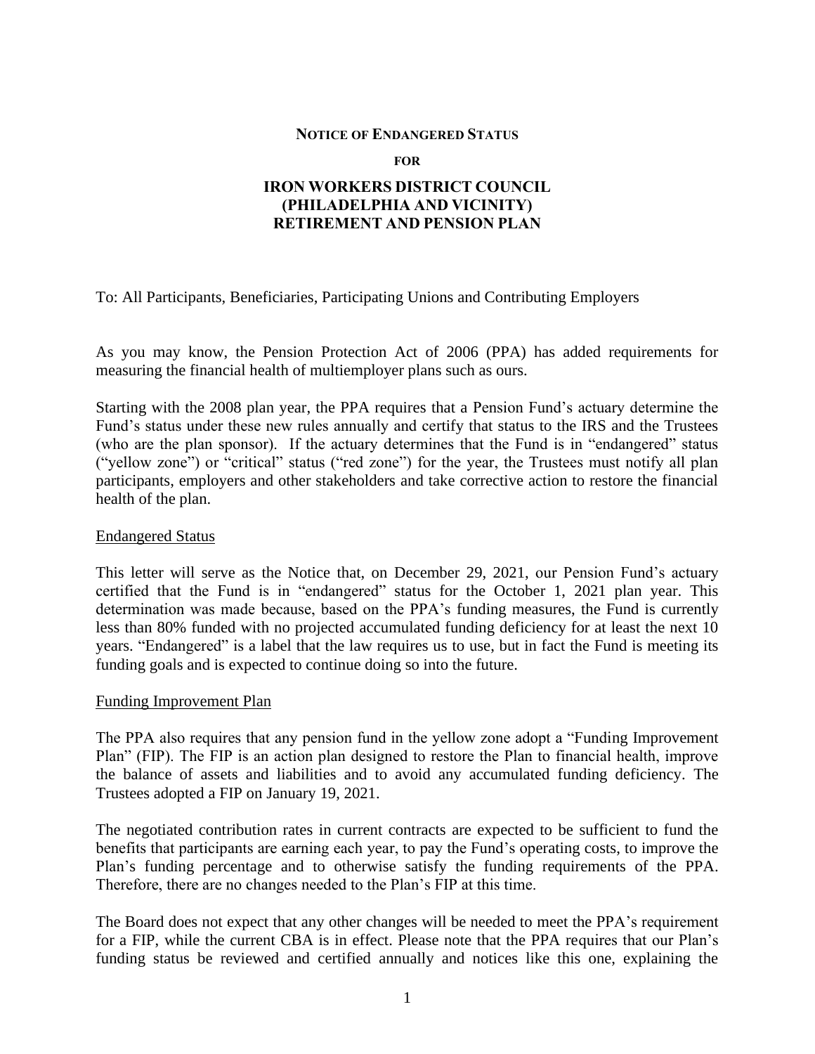**NOTICE OF ENDANGERED STATUS**

**FOR**

# IRON WORKERS DISTRICT COUNCIL (PHILADELPHIA AND VICINITY) RETIREMENT AND PENSION PLAN

To: All Participants, Beneficiaries, Participating Unions and Contributing Employers

As you may know, the Pension Protection Act of 2006 (PPA) has added requirements for measuring the financial health of multiemployer plans such as ours.

Starting with the 2008 plan year, the PPA requires that a Pension Fund's actuary determine the Fund's status under these new rules annually and certify that status to the IRS and the Trustees (who are the plan sponsor). If the actuary determines that the Fund is in "endangered" status ("yellow zone") or "critical" status ("red zone") for the year, the Trustees must notify all plan participants, employers and other stakeholders and take corrective action to restore the financial health of the plan.

## Endangered Status

This letter will serve as the Notice that, on December 29, 2021, our Pension Fund's actuary certified that the Fund is in "endangered" status for the October 1, 2021 plan year. This determination was made because, based on the PPA's funding measures, the Fund is currently less than 80% funded with no projected accumulated funding deficiency for at least the next 10 years. "Endangered" is a label that the law requires us to use, but in fact the Fund is meeting its funding goals and is expected to continue doing so into the future.

## Funding Improvement Plan

The PPA also requires that any pension fund in the yellow zone adopt a "Funding Improvement Plan" (FIP). The FIP is an action plan designed to restore the Plan to financial health, improve the balance of assets and liabilities and to avoid any accumulated funding deficiency. The Trustees adopted a FIP on January 19, 2021.

The negotiated contribution rates in current contracts are expected to be sufficient to fund the benefits that participants are earning each year, to pay the Fund's operating costs, to improve the Plan's funding percentage and to otherwise satisfy the funding requirements of the PPA. Therefore, there are no changes needed to the Plan's FIP at this time.

The Board does not expect that any other changes will be needed to meet the PPA's requirement for a FIP, while the current CBA is in effect. Please note that the PPA requires that our Plan's funding status be reviewed and certified annually and notices like this one, explaining the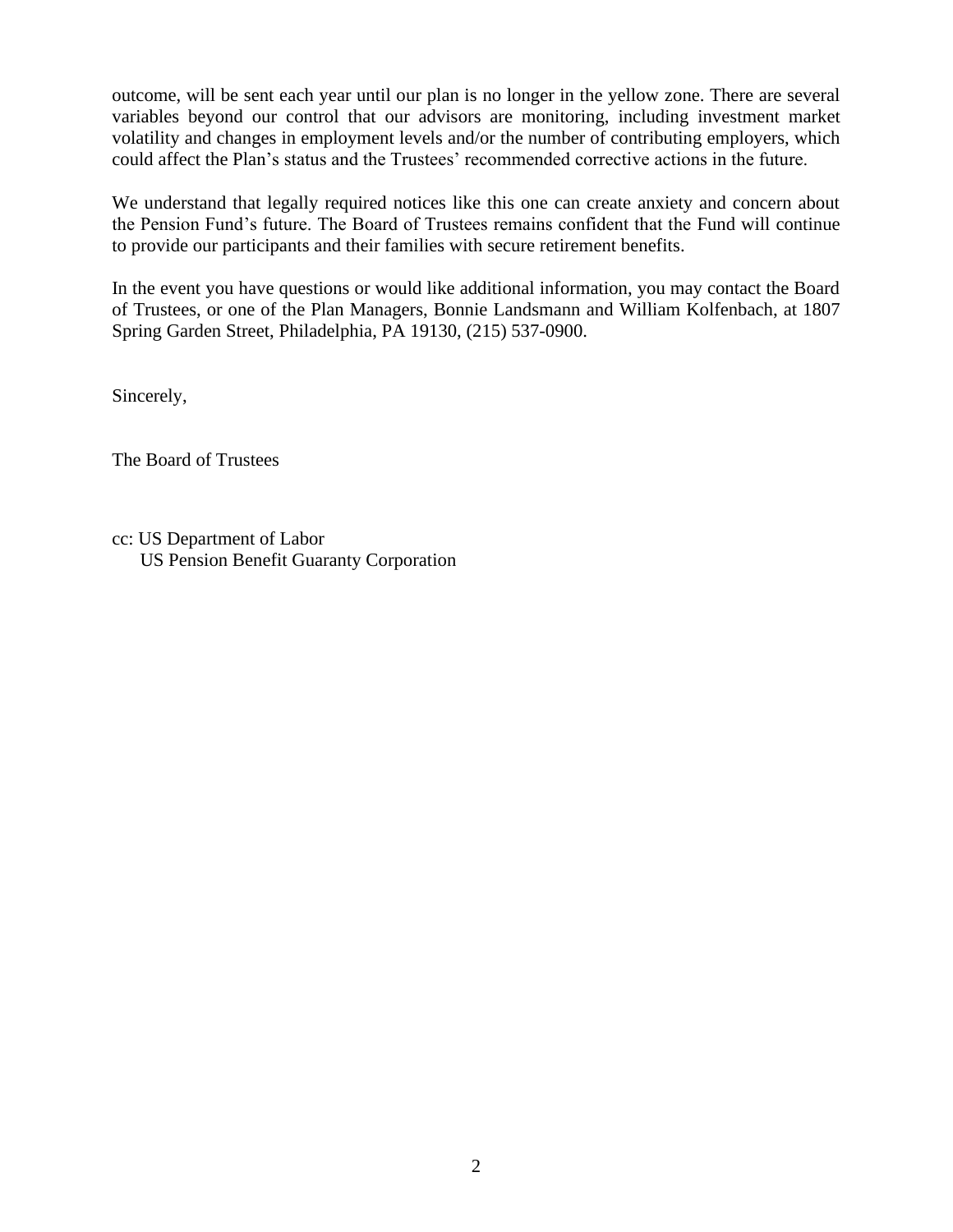outcome, will be sent each year until our plan is no longer in the yellow zone. There are several variables beyond our control that our advisors are monitoring, including investment market volatility and changes in employment levels and/or the number of contributing employers, which could affect the Plan's status and the Trustees' recommended corrective actions in the future.

We understand that legally required notices like this one can create anxiety and concern about the Pension Fund's future. The Board of Trustees remains confident that the Fund will continue to provide our participants and their families with secure retirement benefits.

In the event you have questions or would like additional information, you may contact the Board of Trustees, or one of the Plan Managers, Bonnie Landsmann and William Kolfenbach, at 1807 Spring Garden Street, Philadelphia, PA 19130, (215) 537-0900.

Sincerely,

The Board of Trustees

cc: US Department of Labor
US Pension Benefit Guaranty Corporation